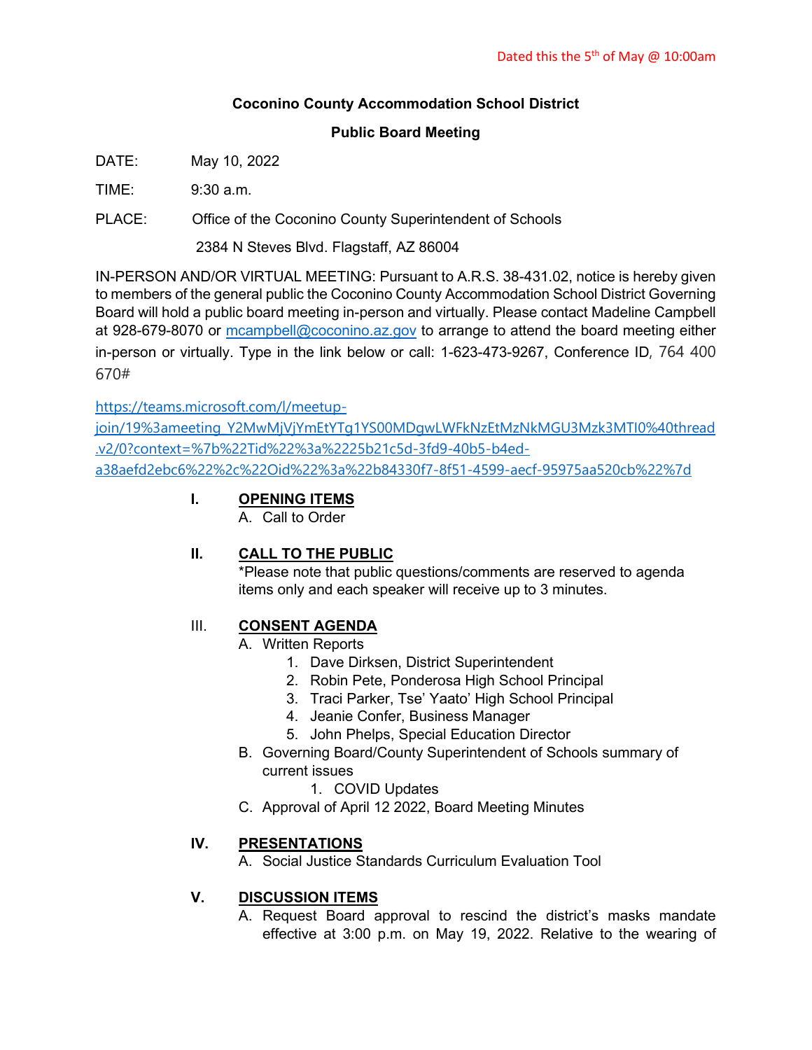Dated this the 5th of May @ 10:00am

**Coconino County Accommodation School District**

**Public Board Meeting**

DATE: May 10, 2022

TIME: 9:30 a.m.

PLACE: Office of the Coconino County Superintendent of Schools

2384 N Steves Blvd. Flagstaff, AZ 86004

IN-PERSON AND/OR VIRTUAL MEETING: Pursuant to A.R.S. 38-431.02, notice is hereby given to members of the general public the Coconino County Accommodation School District Governing Board will hold a public board meeting in-person and virtually. Please contact Madeline Campbell at 928-679-8070 or mcampbell@coconino.az.gov to arrange to attend the board meeting either in-person or virtually. Type in the link below or call: 1-623-473-9267, Conference ID, 764 400 670#

https://teams.microsoft.com/l/meetup-join/19%3ameeting_Y2MwMjVjYmEtYTg1YS00MDgwLWFkNzEtMzNkMGU3Mzk3MTI0%40thread.v2/0?context=%7b%22Tid%22%3a%2225b21c5d-3fd9-40b5-b4ed-a38aefd2ebc6%22%2c%22Oid%22%3a%22b84330f7-8f51-4599-aecf-95975aa520cb%22%7d

**I. OPENING ITEMS**

A. Call to Order

**II. CALL TO THE PUBLIC**

*Please note that public questions/comments are reserved to agenda items only and each speaker will receive up to 3 minutes.

III. **CONSENT AGENDA**

A. Written Reports
   1. Dave Dirksen, District Superintendent
   2. Robin Pete, Ponderosa High School Principal
   3. Traci Parker, Tse' Yaato' High School Principal
   4. Jeanie Confer, Business Manager
   5. John Phelps, Special Education Director

B. Governing Board/County Superintendent of Schools summary of current issues
   1. COVID Updates

C. Approval of April 12 2022, Board Meeting Minutes

**IV. PRESENTATIONS**

A. Social Justice Standards Curriculum Evaluation Tool

**V. DISCUSSION ITEMS**

A. Request Board approval to rescind the district's masks mandate effective at 3:00 p.m. on May 19, 2022. Relative to the wearing of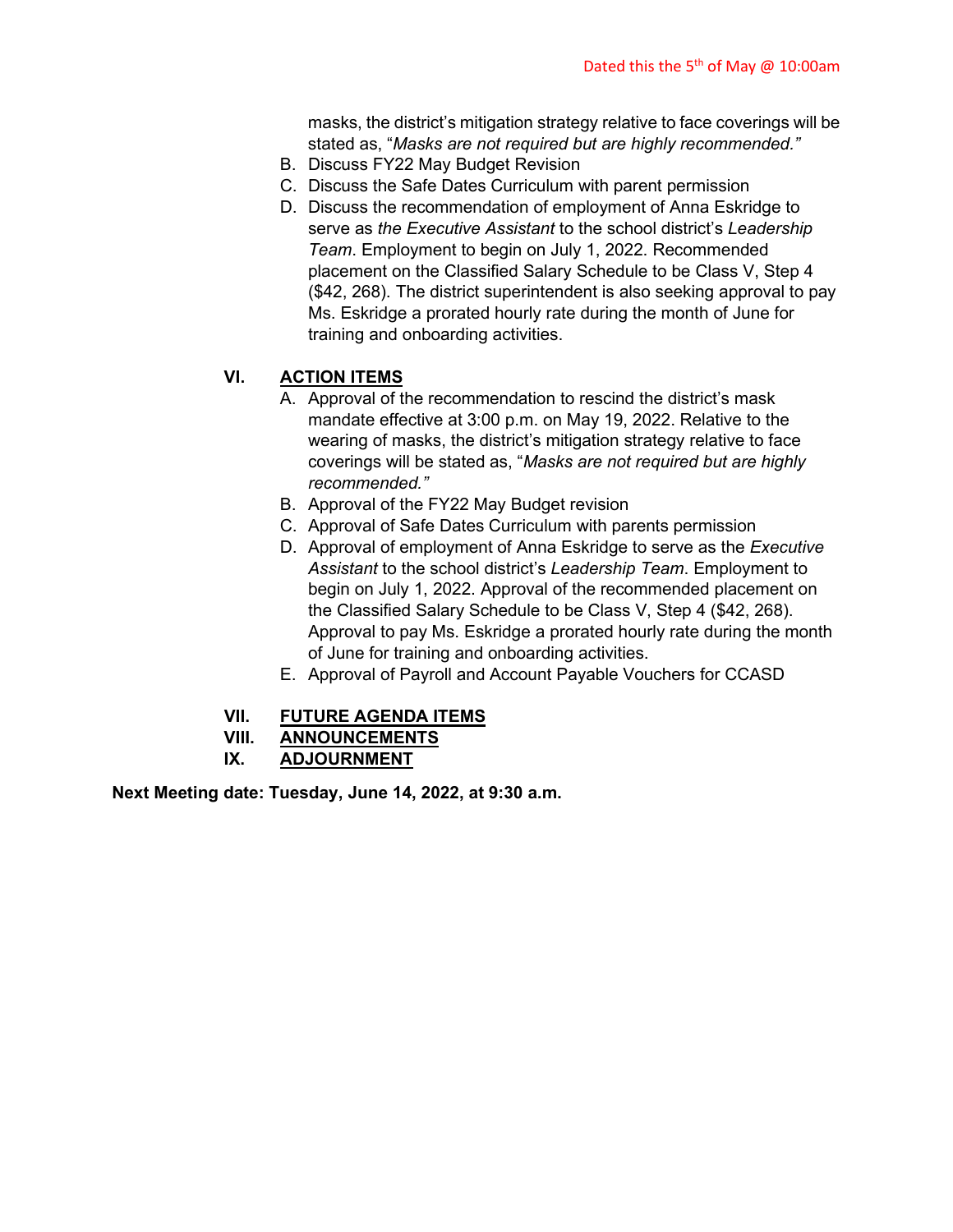Dated this the 5th of May @ 10:00am

masks, the district's mitigation strategy relative to face coverings will be stated as, "*Masks are not required but are highly recommended.*"

B. Discuss FY22 May Budget Revision
C. Discuss the Safe Dates Curriculum with parent permission
D. Discuss the recommendation of employment of Anna Eskridge to serve as *the Executive Assistant* to the school district's *Leadership Team*. Employment to begin on July 1, 2022. Recommended placement on the Classified Salary Schedule to be Class V, Step 4 ($42, 268). The district superintendent is also seeking approval to pay Ms. Eskridge a prorated hourly rate during the month of June for training and onboarding activities.

**VI. ACTION ITEMS**

A. Approval of the recommendation to rescind the district's mask mandate effective at 3:00 p.m. on May 19, 2022. Relative to the wearing of masks, the district's mitigation strategy relative to face coverings will be stated as, "*Masks are not required but are highly recommended.*"
B. Approval of the FY22 May Budget revision
C. Approval of Safe Dates Curriculum with parents permission
D. Approval of employment of Anna Eskridge to serve as the *Executive Assistant* to the school district's *Leadership Team*. Employment to begin on July 1, 2022. Approval of the recommended placement on the Classified Salary Schedule to be Class V, Step 4 ($42, 268). Approval to pay Ms. Eskridge a prorated hourly rate during the month of June for training and onboarding activities.
E. Approval of Payroll and Account Payable Vouchers for CCASD

**VII. FUTURE AGENDA ITEMS**

**VIII. ANNOUNCEMENTS**

**IX. ADJOURNMENT**

**Next Meeting date: Tuesday, June 14, 2022, at 9:30 a.m.**